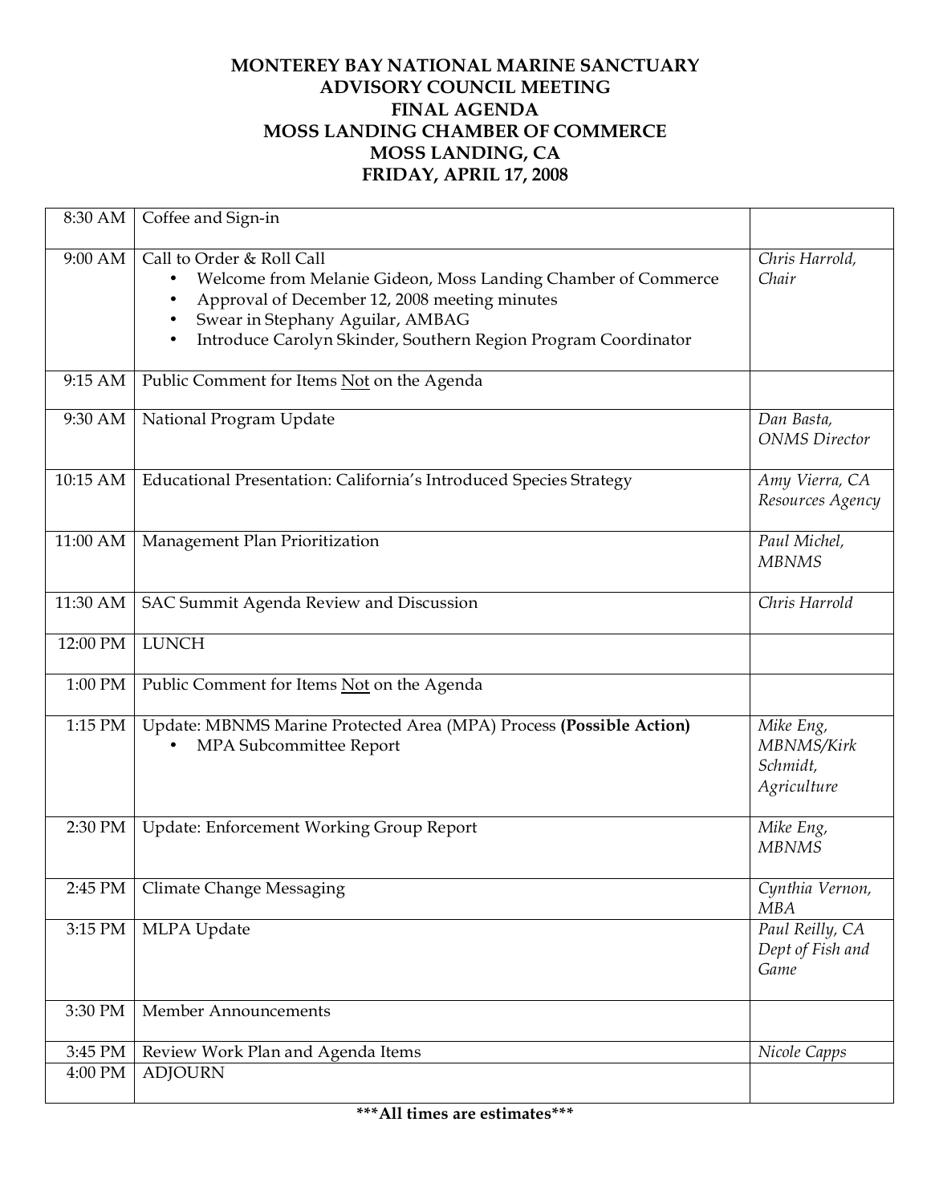# MONTEREY BAY NATIONAL MARINE SANCTUARY
# ADVISORY COUNCIL MEETING
# FINAL AGENDA
# MOSS LANDING CHAMBER OF COMMERCE
# MOSS LANDING, CA
# FRIDAY, APRIL 17, 2008

| Time | Item | Presenter |
|---|---|---|
| 8:30 AM | Coffee and Sign-in | |
| 9:00 AM | Call to Order & Roll Call<br>• Welcome from Melanie Gideon, Moss Landing Chamber of Commerce<br>• Approval of December 12, 2008 meeting minutes<br>• Swear in Stephany Aguilar, AMBAG<br>• Introduce Carolyn Skinder, Southern Region Program Coordinator | *Chris Harrold, Chair* |
| 9:15 AM | Public Comment for Items <u>Not</u> on the Agenda | |
| 9:30 AM | National Program Update | *Dan Basta, ONMS Director* |
| 10:15 AM | Educational Presentation: California's Introduced Species Strategy | *Amy Vierra, CA Resources Agency* |
| 11:00 AM | Management Plan Prioritization | *Paul Michel, MBNMS* |
| 11:30 AM | SAC Summit Agenda Review and Discussion | *Chris Harrold* |
| 12:00 PM | LUNCH | |
| 1:00 PM | Public Comment for Items <u>Not</u> on the Agenda | |
| 1:15 PM | Update: MBNMS Marine Protected Area (MPA) Process **(Possible Action)**<br>• MPA Subcommittee Report | *Mike Eng, MBNMS/Kirk Schmidt, Agriculture* |
| 2:30 PM | Update: Enforcement Working Group Report | *Mike Eng, MBNMS* |
| 2:45 PM | Climate Change Messaging | *Cynthia Vernon, MBA* |
| 3:15 PM | MLPA Update | *Paul Reilly, CA Dept of Fish and Game* |
| 3:30 PM | Member Announcements | |
| 3:45 PM | Review Work Plan and Agenda Items | *Nicole Capps* |
| 4:00 PM | ADJOURN | |

**\*\*\*All times are estimates\*\*\***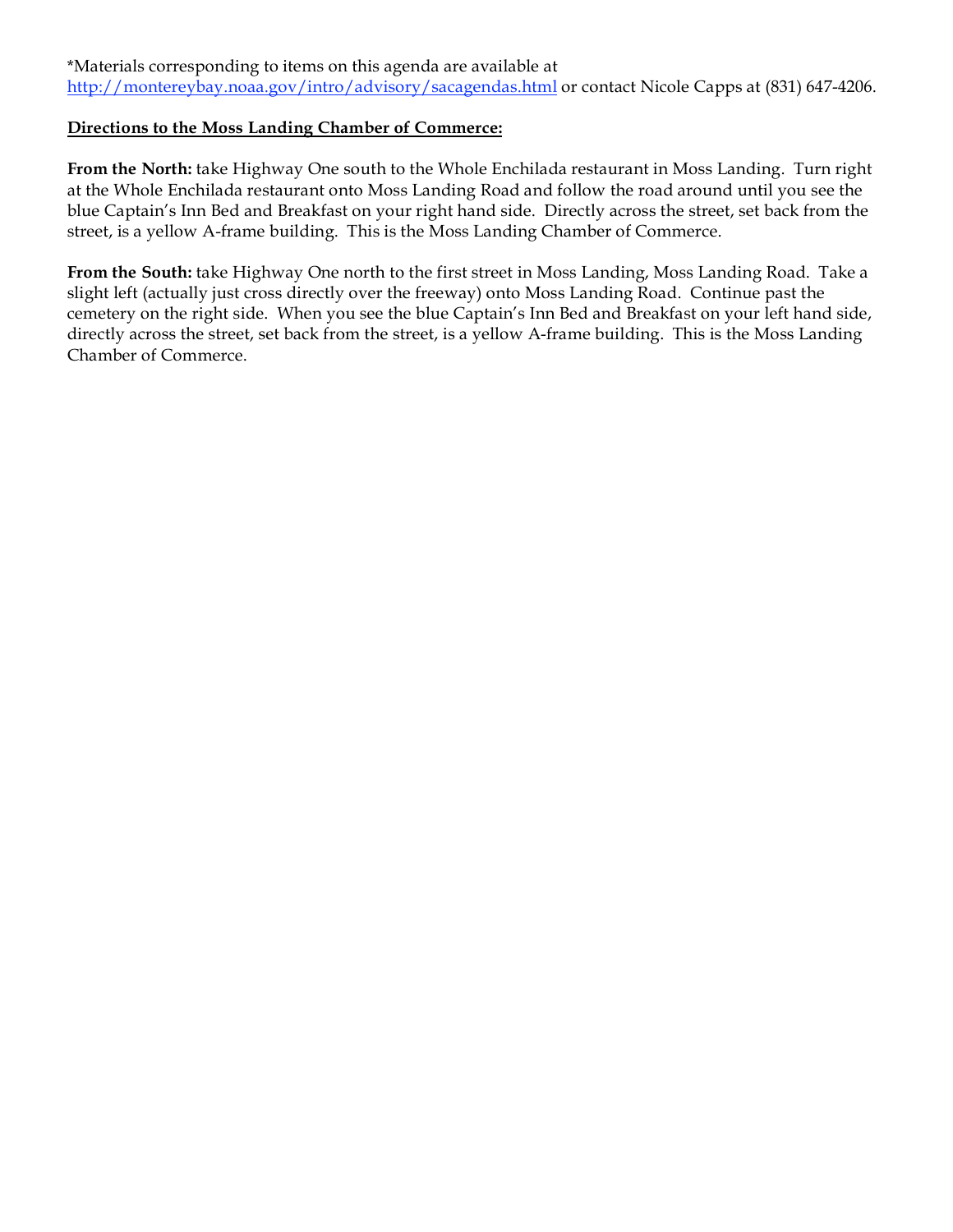*Materials corresponding to items on this agenda are available at [http://montereybay.noaa.gov/intro/advisory/sacagendas.html](http://montereybay.noaa.gov/intro/advisory/sacagendas.html) or contact Nicole Capps at (831) 647-4206.

**Directions to the Moss Landing Chamber of Commerce:**

**From the North:** take Highway One south to the Whole Enchilada restaurant in Moss Landing. Turn right at the Whole Enchilada restaurant onto Moss Landing Road and follow the road around until you see the blue Captain's Inn Bed and Breakfast on your right hand side. Directly across the street, set back from the street, is a yellow A-frame building. This is the Moss Landing Chamber of Commerce.

**From the South:** take Highway One north to the first street in Moss Landing, Moss Landing Road. Take a slight left (actually just cross directly over the freeway) onto Moss Landing Road. Continue past the cemetery on the right side. When you see the blue Captain's Inn Bed and Breakfast on your left hand side, directly across the street, set back from the street, is a yellow A-frame building. This is the Moss Landing Chamber of Commerce.